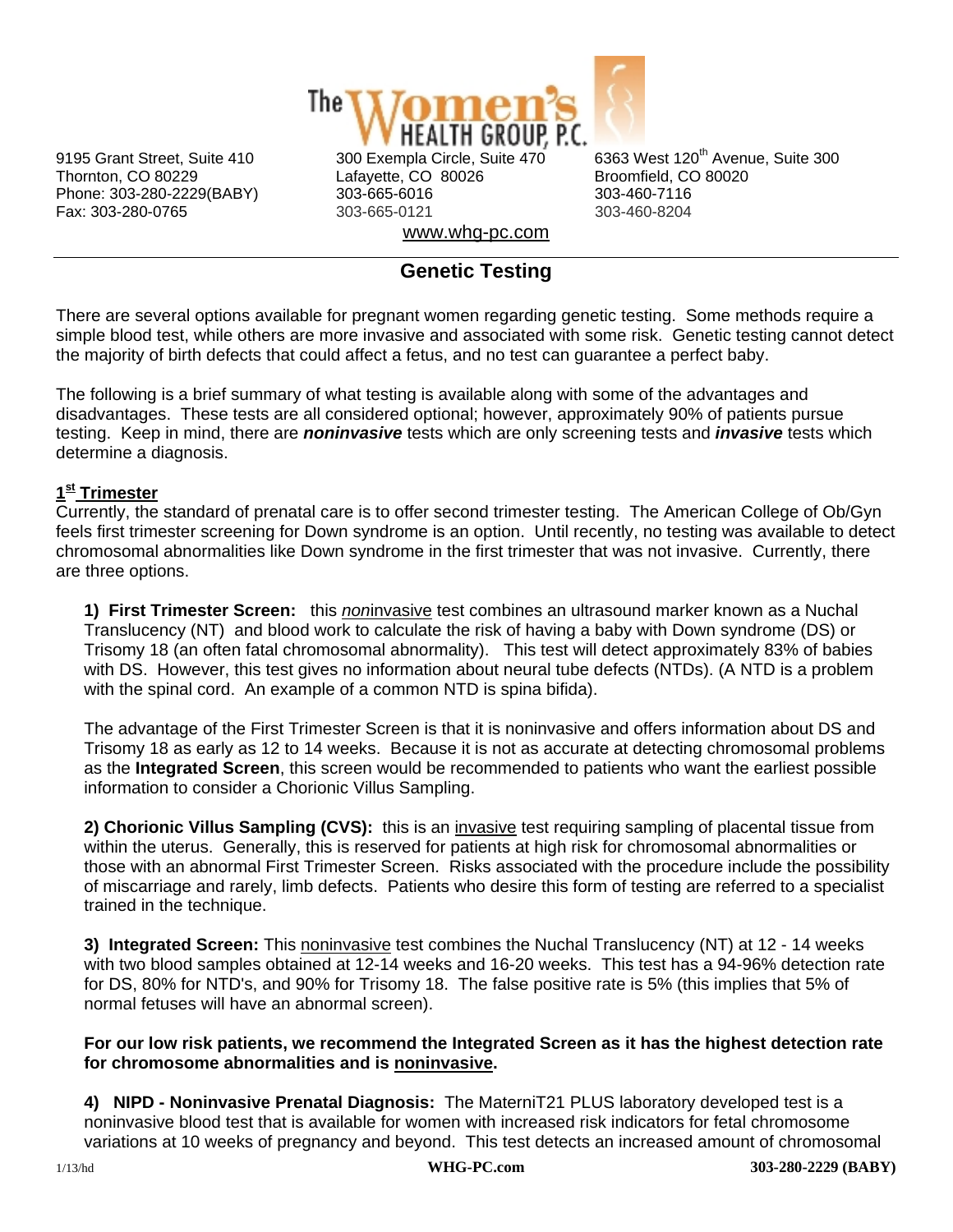The Women's HEALTH GROUP, P.C.

9195 Grant Street, Suite 410
Thornton, CO 80229
Phone: 303-280-2229(BABY)
Fax: 303-280-0765

300 Exempla Circle, Suite 470
Lafayette, CO 80026
303-665-6016
303-665-0121

6363 West 120th Avenue, Suite 300
Broomfield, CO 80020
303-460-7116
303-460-8204

www.whg-pc.com

# Genetic Testing

There are several options available for pregnant women regarding genetic testing. Some methods require a simple blood test, while others are more invasive and associated with some risk. Genetic testing cannot detect the majority of birth defects that could affect a fetus, and no test can guarantee a perfect baby.

The following is a brief summary of what testing is available along with some of the advantages and disadvantages. These tests are all considered optional; however, approximately 90% of patients pursue testing. Keep in mind, there are ***noninvasive*** tests which are only screening tests and ***invasive*** tests which determine a diagnosis.

## 1st Trimester

Currently, the standard of prenatal care is to offer second trimester testing. The American College of Ob/Gyn feels first trimester screening for Down syndrome is an option. Until recently, no testing was available to detect chromosomal abnormalities like Down syndrome in the first trimester that was not invasive. Currently, there are three options.

**1) First Trimester Screen:** this *non*invasive test combines an ultrasound marker known as a Nuchal Translucency (NT) and blood work to calculate the risk of having a baby with Down syndrome (DS) or Trisomy 18 (an often fatal chromosomal abnormality). This test will detect approximately 83% of babies with DS. However, this test gives no information about neural tube defects (NTDs). (A NTD is a problem with the spinal cord. An example of a common NTD is spina bifida).

The advantage of the First Trimester Screen is that it is noninvasive and offers information about DS and Trisomy 18 as early as 12 to 14 weeks. Because it is not as accurate at detecting chromosomal problems as the **Integrated Screen**, this screen would be recommended to patients who want the earliest possible information to consider a Chorionic Villus Sampling.

**2) Chorionic Villus Sampling (CVS):** this is an invasive test requiring sampling of placental tissue from within the uterus. Generally, this is reserved for patients at high risk for chromosomal abnormalities or those with an abnormal First Trimester Screen. Risks associated with the procedure include the possibility of miscarriage and rarely, limb defects. Patients who desire this form of testing are referred to a specialist trained in the technique.

**3) Integrated Screen:** This noninvasive test combines the Nuchal Translucency (NT) at 12 - 14 weeks with two blood samples obtained at 12-14 weeks and 16-20 weeks. This test has a 94-96% detection rate for DS, 80% for NTD's, and 90% for Trisomy 18. The false positive rate is 5% (this implies that 5% of normal fetuses will have an abnormal screen).

**For our low risk patients, we recommend the Integrated Screen as it has the highest detection rate for chromosome abnormalities and is noninvasive.**

**4) NIPD - Noninvasive Prenatal Diagnosis:** The MaterniT21 PLUS laboratory developed test is a noninvasive blood test that is available for women with increased risk indicators for fetal chromosome variations at 10 weeks of pregnancy and beyond. This test detects an increased amount of chromosomal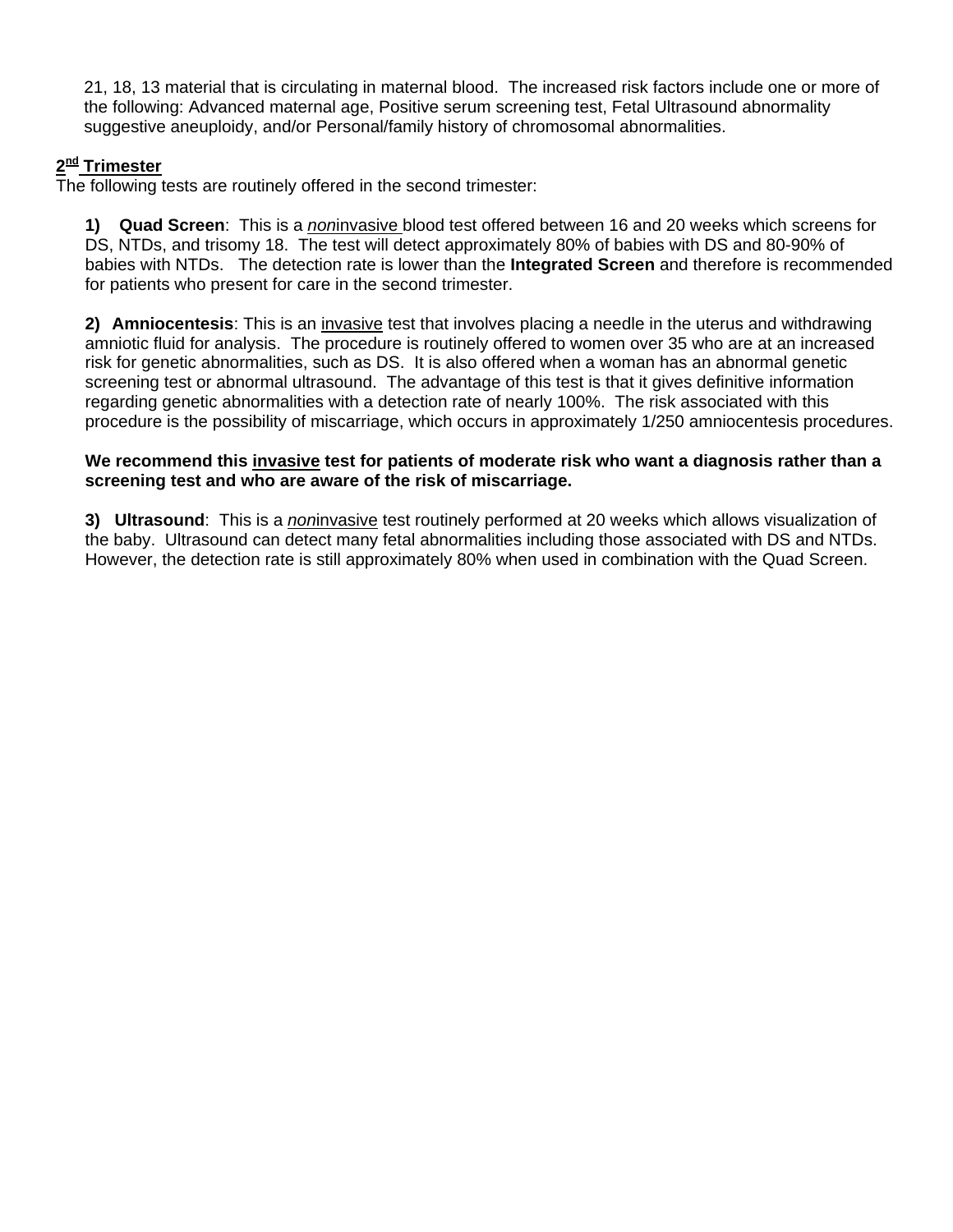21, 18, 13 material that is circulating in maternal blood. The increased risk factors include one or more of the following: Advanced maternal age, Positive serum screening test, Fetal Ultrasound abnormality suggestive aneuploidy, and/or Personal/family history of chromosomal abnormalities.

## 2nd Trimester

The following tests are routinely offered in the second trimester:

**1) Quad Screen**: This is a *non*invasive blood test offered between 16 and 20 weeks which screens for DS, NTDs, and trisomy 18. The test will detect approximately 80% of babies with DS and 80-90% of babies with NTDs. The detection rate is lower than the **Integrated Screen** and therefore is recommended for patients who present for care in the second trimester.

**2) Amniocentesis**: This is an invasive test that involves placing a needle in the uterus and withdrawing amniotic fluid for analysis. The procedure is routinely offered to women over 35 who are at an increased risk for genetic abnormalities, such as DS. It is also offered when a woman has an abnormal genetic screening test or abnormal ultrasound. The advantage of this test is that it gives definitive information regarding genetic abnormalities with a detection rate of nearly 100%. The risk associated with this procedure is the possibility of miscarriage, which occurs in approximately 1/250 amniocentesis procedures.

**We recommend this invasive test for patients of moderate risk who want a diagnosis rather than a screening test and who are aware of the risk of miscarriage.**

**3) Ultrasound**: This is a *non*invasive test routinely performed at 20 weeks which allows visualization of the baby. Ultrasound can detect many fetal abnormalities including those associated with DS and NTDs. However, the detection rate is still approximately 80% when used in combination with the Quad Screen.